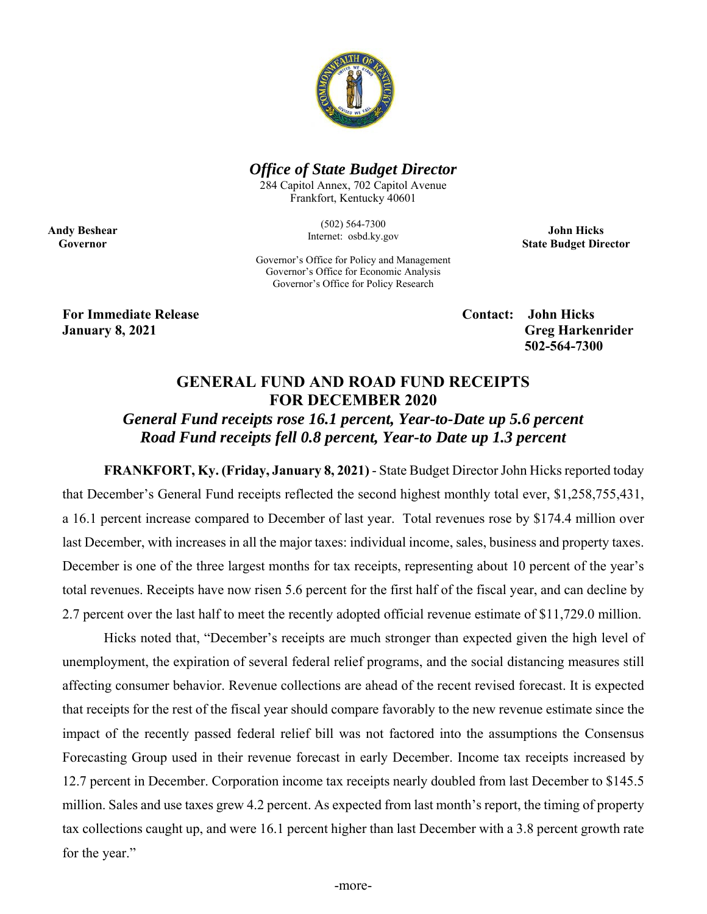***Office of State Budget Director***

284 Capitol Annex, 702 Capitol Avenue
Frankfort, Kentucky 40601

(502) 564-7300
Internet: osbd.ky.gov

**Andy Beshear**
**Governor**

**John Hicks**
**State Budget Director**

Governor's Office for Policy and Management
Governor's Office for Economic Analysis
Governor's Office for Policy Research

**For Immediate Release**
**January 8, 2021**

**Contact: John Hicks**
**Greg Harkenrider**
**502-564-7300**

## GENERAL FUND AND ROAD FUND RECEIPTS FOR DECEMBER 2020

### *General Fund receipts rose 16.1 percent, Year-to-Date up 5.6 percent*
### *Road Fund receipts fell 0.8 percent, Year-to Date up 1.3 percent*

**FRANKFORT, Ky. (Friday, January 8, 2021)** - State Budget Director John Hicks reported today that December's General Fund receipts reflected the second highest monthly total ever, $1,258,755,431, a 16.1 percent increase compared to December of last year. Total revenues rose by $174.4 million over last December, with increases in all the major taxes: individual income, sales, business and property taxes. December is one of the three largest months for tax receipts, representing about 10 percent of the year's total revenues. Receipts have now risen 5.6 percent for the first half of the fiscal year, and can decline by 2.7 percent over the last half to meet the recently adopted official revenue estimate of $11,729.0 million.

Hicks noted that, "December's receipts are much stronger than expected given the high level of unemployment, the expiration of several federal relief programs, and the social distancing measures still affecting consumer behavior. Revenue collections are ahead of the recent revised forecast. It is expected that receipts for the rest of the fiscal year should compare favorably to the new revenue estimate since the impact of the recently passed federal relief bill was not factored into the assumptions the Consensus Forecasting Group used in their revenue forecast in early December. Income tax receipts increased by 12.7 percent in December. Corporation income tax receipts nearly doubled from last December to $145.5 million. Sales and use taxes grew 4.2 percent. As expected from last month's report, the timing of property tax collections caught up, and were 16.1 percent higher than last December with a 3.8 percent growth rate for the year."

-more-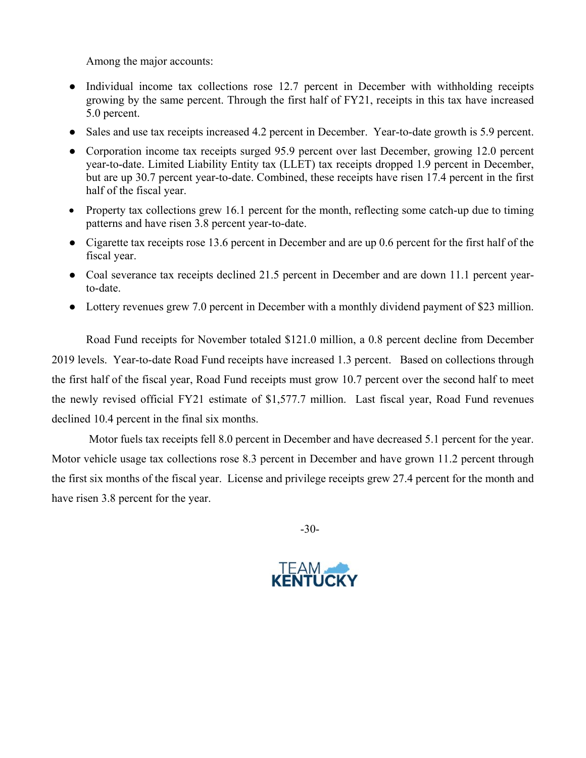Among the major accounts:

- Individual income tax collections rose 12.7 percent in December with withholding receipts growing by the same percent. Through the first half of FY21, receipts in this tax have increased 5.0 percent.
- Sales and use tax receipts increased 4.2 percent in December. Year-to-date growth is 5.9 percent.
- Corporation income tax receipts surged 95.9 percent over last December, growing 12.0 percent year-to-date. Limited Liability Entity tax (LLET) tax receipts dropped 1.9 percent in December, but are up 30.7 percent year-to-date. Combined, these receipts have risen 17.4 percent in the first half of the fiscal year.
- Property tax collections grew 16.1 percent for the month, reflecting some catch-up due to timing patterns and have risen 3.8 percent year-to-date.
- Cigarette tax receipts rose 13.6 percent in December and are up 0.6 percent for the first half of the fiscal year.
- Coal severance tax receipts declined 21.5 percent in December and are down 11.1 percent year-to-date.
- Lottery revenues grew 7.0 percent in December with a monthly dividend payment of $23 million.

Road Fund receipts for November totaled $121.0 million, a 0.8 percent decline from December 2019 levels. Year-to-date Road Fund receipts have increased 1.3 percent. Based on collections through the first half of the fiscal year, Road Fund receipts must grow 10.7 percent over the second half to meet the newly revised official FY21 estimate of $1,577.7 million. Last fiscal year, Road Fund revenues declined 10.4 percent in the final six months.

Motor fuels tax receipts fell 8.0 percent in December and have decreased 5.1 percent for the year. Motor vehicle usage tax collections rose 8.3 percent in December and have grown 11.2 percent through the first six months of the fiscal year. License and privilege receipts grew 27.4 percent for the month and have risen 3.8 percent for the year.

-30-

TEAM KENTUCKY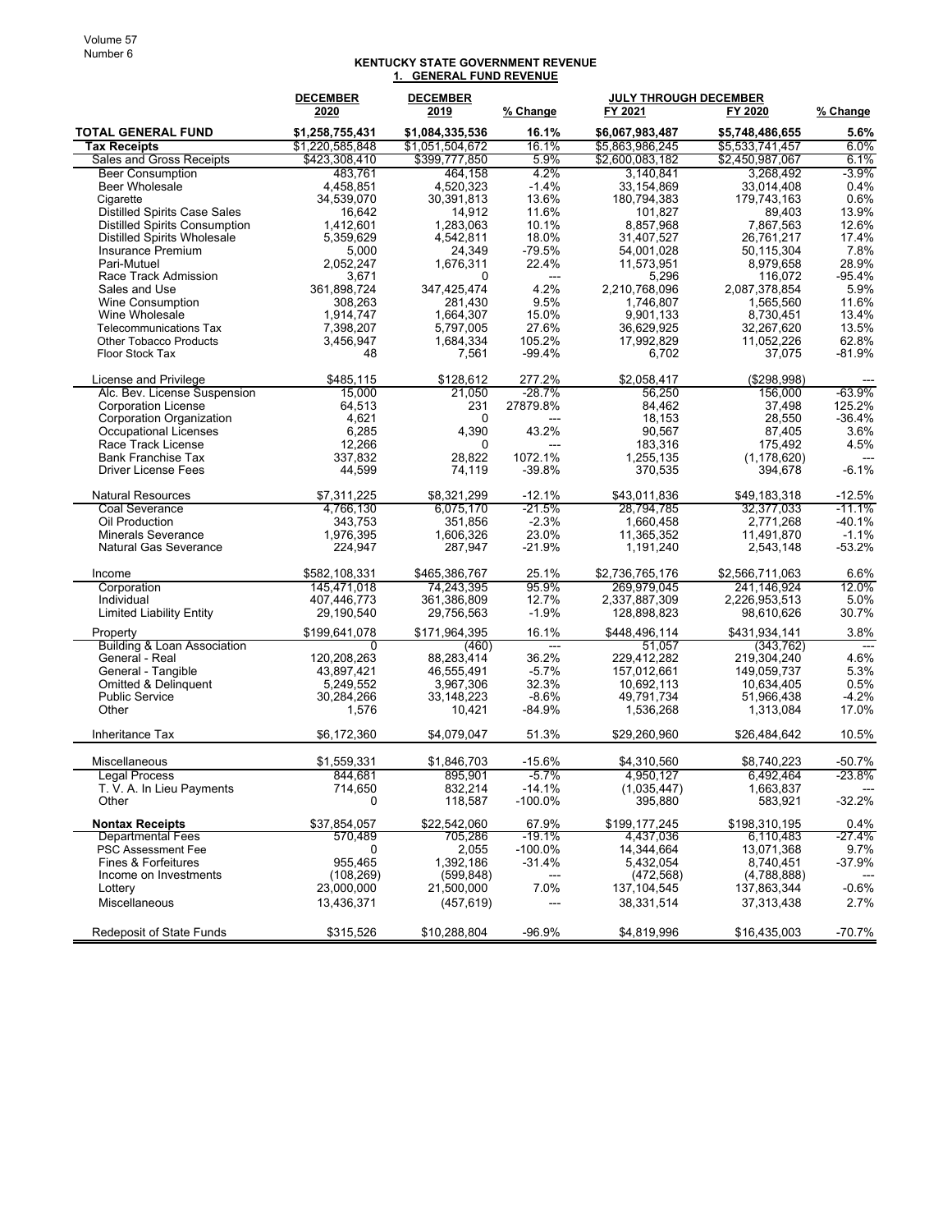## KENTUCKY STATE GOVERNMENT REVENUE

### 1. GENERAL FUND REVENUE

| | DECEMBER 2020 | DECEMBER 2019 | % Change | JULY THROUGH DECEMBER FY 2021 | FY 2020 | % Change |
|---|---|---|---|---|---|---|
| **TOTAL GENERAL FUND** | **$1,258,755,431** | **$1,084,335,536** | **16.1%** | **$6,067,983,487** | **$5,748,486,655** | **5.6%** |
| **Tax Receipts** | $1,220,585,848 | $1,051,504,672 | 16.1% | $5,863,986,245 | $5,533,741,457 | 6.0% |
| Sales and Gross Receipts | $423,308,410 | $399,777,850 | 5.9% | $2,600,083,182 | $2,450,987,067 | 6.1% |
| Beer Consumption | 483,761 | 464,158 | 4.2% | 3,140,841 | 3,268,492 | -3.9% |
| Beer Wholesale | 4,458,851 | 4,520,323 | -1.4% | 33,154,869 | 33,014,408 | 0.4% |
| Cigarette | 34,539,070 | 30,391,813 | 13.6% | 180,794,383 | 179,743,163 | 0.6% |
| Distilled Spirits Case Sales | 16,642 | 14,912 | 11.6% | 101,827 | 89,403 | 13.9% |
| Distilled Spirits Consumption | 1,412,601 | 1,283,063 | 10.1% | 8,857,968 | 7,867,563 | 12.6% |
| Distilled Spirits Wholesale | 5,359,629 | 4,542,811 | 18.0% | 31,407,527 | 26,761,217 | 17.4% |
| Insurance Premium | 5,000 | 24,349 | -79.5% | 54,001,028 | 50,115,304 | 7.8% |
| Pari-Mutuel | 2,052,247 | 1,676,311 | 22.4% | 11,573,951 | 8,979,658 | 28.9% |
| Race Track Admission | 3,671 | 0 | --- | 5,296 | 116,072 | -95.4% |
| Sales and Use | 361,898,724 | 347,425,474 | 4.2% | 2,210,768,096 | 2,087,378,854 | 5.9% |
| Wine Consumption | 308,263 | 281,430 | 9.5% | 1,746,807 | 1,565,560 | 11.6% |
| Wine Wholesale | 1,914,747 | 1,664,307 | 15.0% | 9,901,133 | 8,730,451 | 13.4% |
| Telecommunications Tax | 7,398,207 | 5,797,005 | 27.6% | 36,629,925 | 32,267,620 | 13.5% |
| Other Tobacco Products | 3,456,947 | 1,684,334 | 105.2% | 17,992,829 | 11,052,226 | 62.8% |
| Floor Stock Tax | 48 | 7,561 | -99.4% | 6,702 | 37,075 | -81.9% |
| License and Privilege | $485,115 | $128,612 | 277.2% | $2,058,417 | ($298,998) | --- |
| Alc. Bev. License Suspension | 15,000 | 21,050 | -28.7% | 56,250 | 156,000 | -63.9% |
| Corporation License | 64,513 | 231 | 27879.8% | 84,462 | 37,498 | 125.2% |
| Corporation Organization | 4,621 | 0 | --- | 18,153 | 28,550 | -36.4% |
| Occupational Licenses | 6,285 | 4,390 | 43.2% | 90,567 | 87,405 | 3.6% |
| Race Track License | 12,266 | 0 | --- | 183,316 | 175,492 | 4.5% |
| Bank Franchise Tax | 337,832 | 28,822 | 1072.1% | 1,255,135 | (1,178,620) | --- |
| Driver License Fees | 44,599 | 74,119 | -39.8% | 370,535 | 394,678 | -6.1% |
| Natural Resources | $7,311,225 | $8,321,299 | -12.1% | $43,011,836 | $49,183,318 | -12.5% |
| Coal Severance | 4,766,130 | 6,075,170 | -21.5% | 28,794,785 | 32,377,033 | -11.1% |
| Oil Production | 343,753 | 351,856 | -2.3% | 1,660,458 | 2,771,268 | -40.1% |
| Minerals Severance | 1,976,395 | 1,606,326 | 23.0% | 11,365,352 | 11,491,870 | -1.1% |
| Natural Gas Severance | 224,947 | 287,947 | -21.9% | 1,191,240 | 2,543,148 | -53.2% |
| Income | $582,108,331 | $465,386,767 | 25.1% | $2,736,765,176 | $2,566,711,063 | 6.6% |
| Corporation | 145,471,018 | 74,243,395 | 95.9% | 269,979,045 | 241,146,924 | 12.0% |
| Individual | 407,446,773 | 361,386,809 | 12.7% | 2,337,887,309 | 2,226,953,513 | 5.0% |
| Limited Liability Entity | 29,190,540 | 29,756,563 | -1.9% | 128,898,823 | 98,610,626 | 30.7% |
| Property | $199,641,078 | $171,964,395 | 16.1% | $448,496,114 | $431,934,141 | 3.8% |
| Building & Loan Association | 0 | (460) | --- | 51,057 | (343,762) | --- |
| General - Real | 120,208,263 | 88,283,414 | 36.2% | 229,412,282 | 219,304,240 | 4.6% |
| General - Tangible | 43,897,421 | 46,555,491 | -5.7% | 157,012,661 | 149,059,737 | 5.3% |
| Omitted & Delinquent | 5,249,552 | 3,967,306 | 32.3% | 10,692,113 | 10,634,405 | 0.5% |
| Public Service | 30,284,266 | 33,148,223 | -8.6% | 49,791,734 | 51,966,438 | -4.2% |
| Other | 1,576 | 10,421 | -84.9% | 1,536,268 | 1,313,084 | 17.0% |
| Inheritance Tax | $6,172,360 | $4,079,047 | 51.3% | $29,260,960 | $26,484,642 | 10.5% |
| Miscellaneous | $1,559,331 | $1,846,703 | -15.6% | $4,310,560 | $8,740,223 | -50.7% |
| Legal Process | 844,681 | 895,901 | -5.7% | 4,950,127 | 6,492,464 | -23.8% |
| T. V. A. In Lieu Payments | 714,650 | 832,214 | -14.1% | (1,035,447) | 1,663,837 | --- |
| Other | 0 | 118,587 | -100.0% | 395,880 | 583,921 | -32.2% |
| **Nontax Receipts** | $37,854,057 | $22,542,060 | 67.9% | $199,177,245 | $198,310,195 | 0.4% |
| Departmental Fees | 570,489 | 705,286 | -19.1% | 4,437,036 | 6,110,483 | -27.4% |
| PSC Assessment Fee | 0 | 2,055 | -100.0% | 14,344,664 | 13,071,368 | 9.7% |
| Fines & Forfeitures | 955,465 | 1,392,186 | -31.4% | 5,432,054 | 8,740,451 | -37.9% |
| Income on Investments | (108,269) | (599,848) | --- | (472,568) | (4,788,888) | --- |
| Lottery | 23,000,000 | 21,500,000 | 7.0% | 137,104,545 | 137,863,344 | -0.6% |
| Miscellaneous | 13,436,371 | (457,619) | --- | 38,331,514 | 37,313,438 | 2.7% |
| Redeposit of State Funds | $315,526 | $10,288,804 | -96.9% | $4,819,996 | $16,435,003 | -70.7% |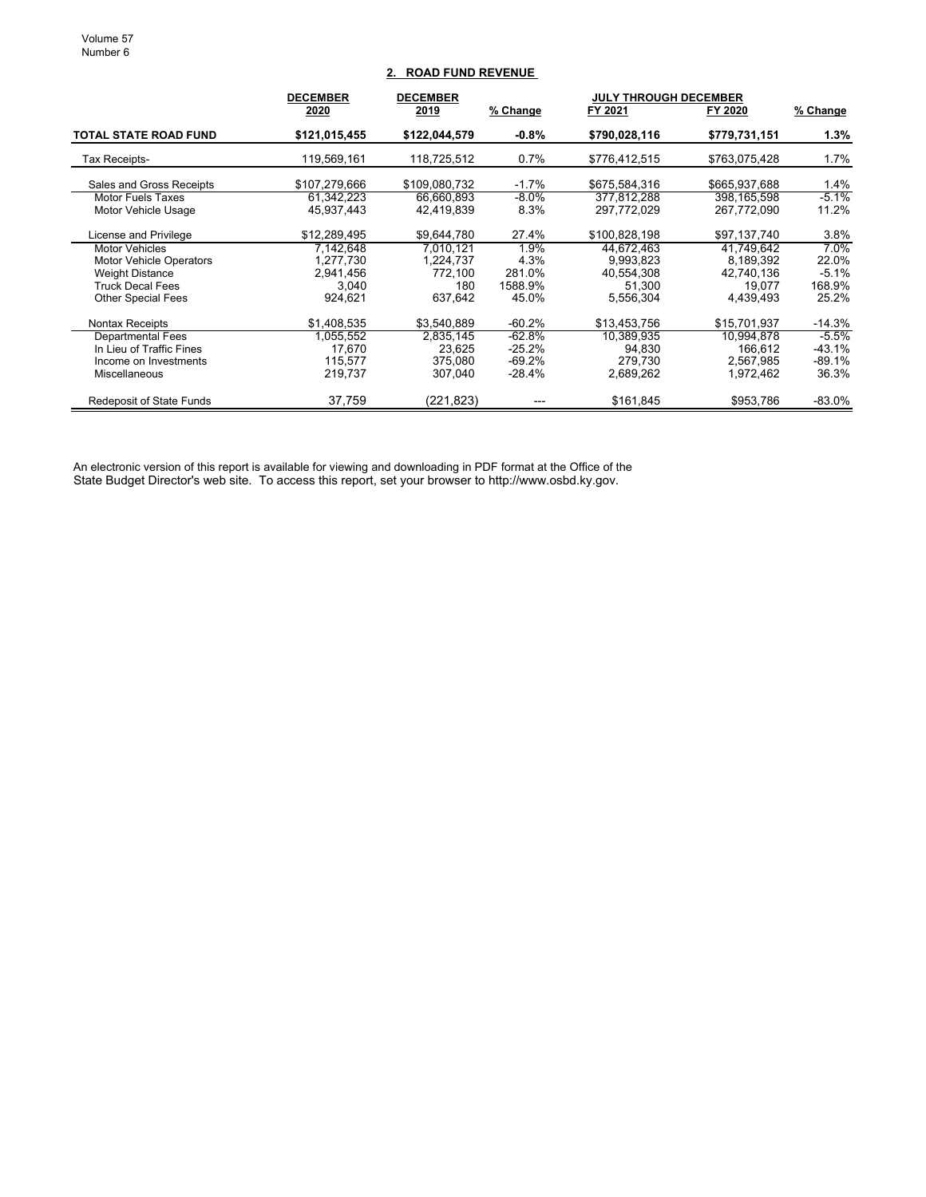## 2. ROAD FUND REVENUE

| | DECEMBER 2020 | DECEMBER 2019 | % Change | JULY THROUGH DECEMBER FY 2021 | FY 2020 | % Change |
|---|---|---|---|---|---|---|
| **TOTAL STATE ROAD FUND** | **$121,015,455** | **$122,044,579** | **-0.8%** | **$790,028,116** | **$779,731,151** | **1.3%** |
| Tax Receipts- | 119,569,161 | 118,725,512 | 0.7% | $776,412,515 | $763,075,428 | 1.7% |
| Sales and Gross Receipts | $107,279,666 | $109,080,732 | -1.7% | $675,584,316 | $665,937,688 | 1.4% |
| Motor Fuels Taxes | 61,342,223 | 66,660,893 | -8.0% | 377,812,288 | 398,165,598 | -5.1% |
| Motor Vehicle Usage | 45,937,443 | 42,419,839 | 8.3% | 297,772,029 | 267,772,090 | 11.2% |
| License and Privilege | $12,289,495 | $9,644,780 | 27.4% | $100,828,198 | $97,137,740 | 3.8% |
| Motor Vehicles | 7,142,648 | 7,010,121 | 1.9% | 44,672,463 | 41,749,642 | 7.0% |
| Motor Vehicle Operators | 1,277,730 | 1,224,737 | 4.3% | 9,993,823 | 8,189,392 | 22.0% |
| Weight Distance | 2,941,456 | 772,100 | 281.0% | 40,554,308 | 42,740,136 | -5.1% |
| Truck Decal Fees | 3,040 | 180 | 1588.9% | 51,300 | 19,077 | 168.9% |
| Other Special Fees | 924,621 | 637,642 | 45.0% | 5,556,304 | 4,439,493 | 25.2% |
| Nontax Receipts | $1,408,535 | $3,540,889 | -60.2% | $13,453,756 | $15,701,937 | -14.3% |
| Departmental Fees | 1,055,552 | 2,835,145 | -62.8% | 10,389,935 | 10,994,878 | -5.5% |
| In Lieu of Traffic Fines | 17,670 | 23,625 | -25.2% | 94,830 | 166,612 | -43.1% |
| Income on Investments | 115,577 | 375,080 | -69.2% | 279,730 | 2,567,985 | -89.1% |
| Miscellaneous | 219,737 | 307,040 | -28.4% | 2,689,262 | 1,972,462 | 36.3% |
| Redeposit of State Funds | 37,759 | (221,823) | --- | $161,845 | $953,786 | -83.0% |

An electronic version of this report is available for viewing and downloading in PDF format at the Office of the State Budget Director's web site. To access this report, set your browser to http://www.osbd.ky.gov.